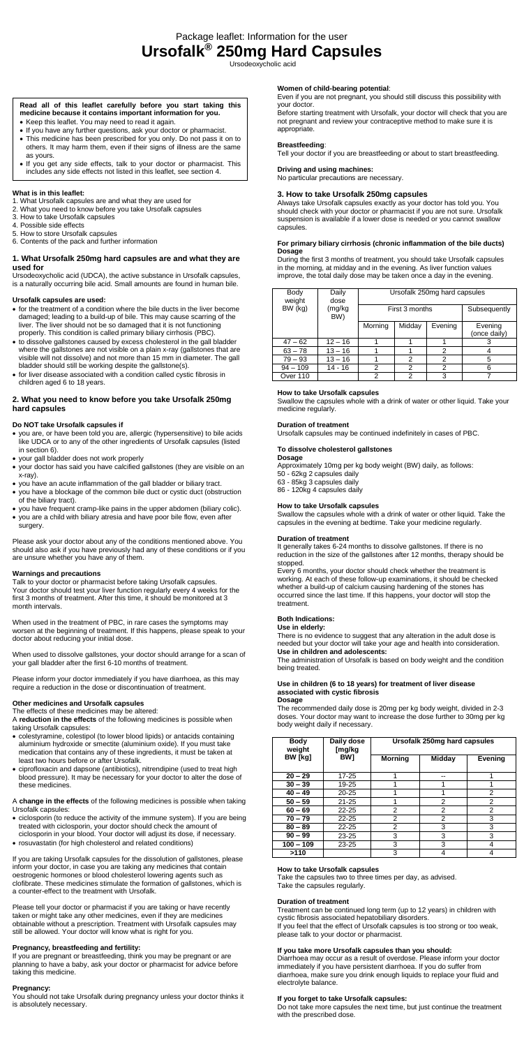Package leaflet: Information for the user

# Ursofalk® 250mg Hard Capsules

Ursodeoxycholic acid

**Read all of this leaflet carefully before you start taking this medicine because it contains important information for you.**

- Keep this leaflet. You may need to read it again.
- If you have any further questions, ask your doctor or pharmacist.
- This medicine has been prescribed for you only. Do not pass it on to others. It may harm them, even if their signs of illness are the same as yours.
- If you get any side effects, talk to your doctor or pharmacist. This includes any side effects not listed in this leaflet, see section 4.

**What is in this leaflet:**

1. What Ursofalk capsules are and what they are used for
2. What you need to know before you take Ursofalk capsules
3. How to take Ursofalk capsules
4. Possible side effects
5. How to store Ursofalk capsules
6. Contents of the pack and further information

## 1. What Ursofalk 250mg hard capsules are and what they are used for

Ursodeoxycholic acid (UDCA), the active substance in Ursofalk capsules, is a naturally occurring bile acid. Small amounts are found in human bile.

**Ursofalk capsules are used:**

- for the treatment of a condition where the bile ducts in the liver become damaged; leading to a build-up of bile. This may cause scarring of the liver. The liver should not be so damaged that it is not functioning properly. This condition is called primary biliary cirrhosis (PBC).
- to dissolve gallstones caused by excess cholesterol in the gall bladder where the gallstones are not visible on a plain x-ray (gallstones that are visible will not dissolve) and not more than 15 mm in diameter. The gall bladder should still be working despite the gallstone(s).
- for liver disease associated with a condition called cystic fibrosis in children aged 6 to 18 years.

## 2. What you need to know before you take Ursofalk 250mg hard capsules

**Do NOT take Ursofalk capsules if**

- you are, or have been told you are, allergic (hypersensitive) to bile acids like UDCA or to any of the other ingredients of Ursofalk capsules (listed in section 6).
- your gall bladder does not work properly
- your doctor has said you have calcified gallstones (they are visible on an x-ray).
- you have an acute inflammation of the gall bladder or biliary tract.
- you have a blockage of the common bile duct or cystic duct (obstruction of the biliary tract).
- you have frequent cramp-like pains in the upper abdomen (biliary colic).
- you are a child with biliary atresia and have poor bile flow, even after surgery.

Please ask your doctor about any of the conditions mentioned above. You should also ask if you have previously had any of these conditions or if you are unsure whether you have any of them.

**Warnings and precautions**

Talk to your doctor or pharmacist before taking Ursofalk capsules. Your doctor should test your liver function regularly every 4 weeks for the first 3 months of treatment. After this time, it should be monitored at 3 month intervals.

When used in the treatment of PBC, in rare cases the symptoms may worsen at the beginning of treatment. If this happens, please speak to your doctor about reducing your initial dose.

When used to dissolve gallstones, your doctor should arrange for a scan of your gall bladder after the first 6-10 months of treatment.

Please inform your doctor immediately if you have diarrhoea, as this may require a reduction in the dose or discontinuation of treatment.

**Other medicines and Ursofalk capsules**

The effects of these medicines may be altered:

A **reduction in the effects** of the following medicines is possible when taking Ursofalk capsules:

- colestyramine, colestipol (to lower blood lipids) or antacids containing aluminium hydroxide or smectite (aluminium oxide). If you must take medication that contains any of these ingredients, it must be taken at least two hours before or after Ursofalk.
- ciprofloxacin and dapsone (antibiotics), nitrendipine (used to treat high blood pressure). It may be necessary for your doctor to alter the dose of these medicines.

A **change in the effects** of the following medicines is possible when taking Ursofalk capsules:

- ciclosporin (to reduce the activity of the immune system). If you are being treated with ciclosporin, your doctor should check the amount of ciclosporin in your blood. Your doctor will adjust its dose, if necessary.
- rosuvastatin (for high cholesterol and related conditions)

If you are taking Ursofalk capsules for the dissolution of gallstones, please inform your doctor, in case you are taking any medicines that contain oestrogenic hormones or blood cholesterol lowering agents such as clofibrate. These medicines stimulate the formation of gallstones, which is a counter-effect to the treatment with Ursofalk.

Please tell your doctor or pharmacist if you are taking or have recently taken or might take any other medicines, even if they are medicines obtainable without a prescription. Treatment with Ursofalk capsules may still be allowed. Your doctor will know what is right for you.

**Pregnancy, breastfeeding and fertility:**

If you are pregnant or breastfeeding, think you may be pregnant or are planning to have a baby, ask your doctor or pharmacist for advice before taking this medicine.

**Pregnancy:**

You should not take Ursofalk during pregnancy unless your doctor thinks it is absolutely necessary.

**Women of child-bearing potential**:

Even if you are not pregnant, you should still discuss this possibility with your doctor.

Before starting treatment with Ursofalk, your doctor will check that you are not pregnant and review your contraceptive method to make sure it is appropriate.

**Breastfeeding**:

Tell your doctor if you are breastfeeding or about to start breastfeeding.

**Driving and using machines:**

No particular precautions are necessary.

## 3. How to take Ursofalk 250mg capsules

Always take Ursofalk capsules exactly as your doctor has told you. You should check with your doctor or pharmacist if you are not sure. Ursofalk suspension is available if a lower dose is needed or you cannot swallow capsules.

**For primary biliary cirrhosis (chronic inflammation of the bile ducts) Dosage**

During the first 3 months of treatment, you should take Ursofalk capsules in the morning, at midday and in the evening. As liver function values improve, the total daily dose may be taken once a day in the evening.

| Body weight BW (kg) | Daily dose (mg/kg BW) | Ursofalk 250mg hard capsules | | | |
|---|---|---|---|---|---|
| | | First 3 months | | | Subsequently |
| | | Morning | Midday | Evening | Evening (once daily) |
| 47 – 62 | 12 – 16 | 1 | 1 | 1 | 3 |
| 63 – 78 | 13 – 16 | 1 | 1 | 2 | 4 |
| 79 – 93 | 13 – 16 | 1 | 2 | 2 | 5 |
| 94 – 109 | 14 - 16 | 2 | 2 | 2 | 6 |
| Over 110 | | 2 | 2 | 3 | 7 |

**How to take Ursofalk capsules**

Swallow the capsules whole with a drink of water or other liquid. Take your medicine regularly.

**Duration of treatment**

Ursofalk capsules may be continued indefinitely in cases of PBC.

**To dissolve cholesterol gallstones**

**Dosage**

Approximately 10mg per kg body weight (BW) daily, as follows:

50 - 62kg 2 capsules daily

63 - 85kg 3 capsules daily

86 - 120kg 4 capsules daily

**How to take Ursofalk capsules**

Swallow the capsules whole with a drink of water or other liquid. Take the capsules in the evening at bedtime. Take your medicine regularly.

**Duration of treatment**

It generally takes 6-24 months to dissolve gallstones. If there is no reduction in the size of the gallstones after 12 months, therapy should be stopped.

Every 6 months, your doctor should check whether the treatment is working. At each of these follow-up examinations, it should be checked whether a build-up of calcium causing hardening of the stones has occurred since the last time. If this happens, your doctor will stop the treatment.

**Both Indications:**

**Use in elderly:**

There is no evidence to suggest that any alteration in the adult dose is needed but your doctor will take your age and health into consideration.

**Use in children and adolescents:**

The administration of Ursofalk is based on body weight and the condition being treated.

**Use in children (6 to 18 years) for treatment of liver disease associated with cystic fibrosis**

**Dosage**

The recommended daily dose is 20mg per kg body weight, divided in 2-3 doses. Your doctor may want to increase the dose further to 30mg per kg body weight daily if necessary.

| Body weight BW [kg] | Daily dose [mg/kg BW] | Ursofalk 250mg hard capsules | | |
|---|---|---|---|---|
| | | Morning | Midday | Evening |
| 20 – 29 | 17-25 | 1 | -- | 1 |
| 30 – 39 | 19-25 | 1 | 1 | 1 |
| 40 – 49 | 20-25 | 1 | 1 | 2 |
| 50 – 59 | 21-25 | 1 | 2 | 2 |
| 60 – 69 | 22-25 | 2 | 2 | 2 |
| 70 – 79 | 22-25 | 2 | 2 | 3 |
| 80 – 89 | 22-25 | 2 | 3 | 3 |
| 90 – 99 | 23-25 | 3 | 3 | 3 |
| 100 – 109 | 23-25 | 3 | 3 | 4 |
| >110 | | 3 | 4 | 4 |

**How to take Ursofalk capsules**

Take the capsules two to three times per day, as advised.

Take the capsules regularly.

**Duration of treatment**

Treatment can be continued long term (up to 12 years) in children with cystic fibrosis associated hepatobiliary disorders.

If you feel that the effect of Ursofalk capsules is too strong or too weak, please talk to your doctor or pharmacist.

**If you take more Ursofalk capsules than you should:**

Diarrhoea may occur as a result of overdose. Please inform your doctor immediately if you have persistent diarrhoea. If you do suffer from diarrhoea, make sure you drink enough liquids to replace your fluid and electrolyte balance.

**If you forget to take Ursofalk capsules:**

Do not take more capsules the next time, but just continue the treatment with the prescribed dose.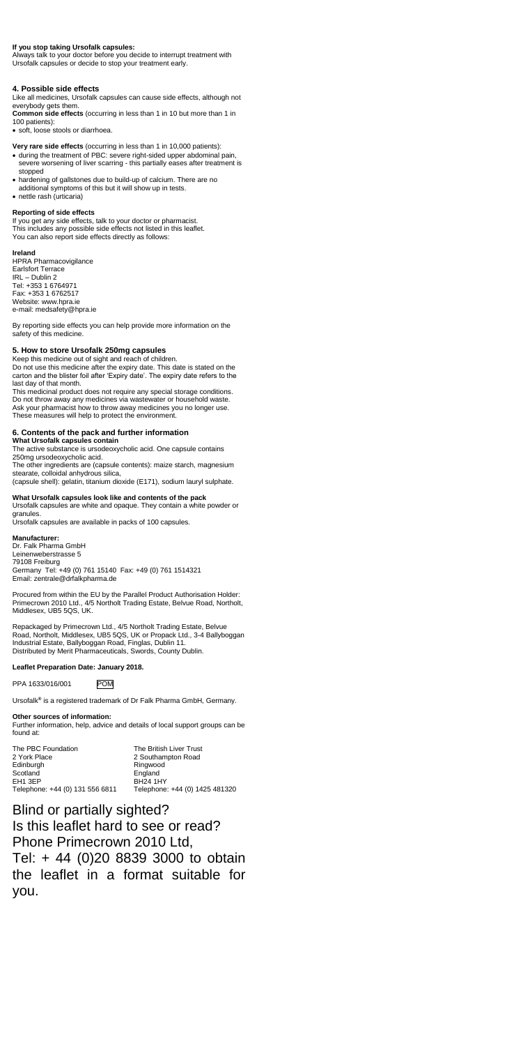**If you stop taking Ursofalk capsules:**
Always talk to your doctor before you decide to interrupt treatment with Ursofalk capsules or decide to stop your treatment early.

## 4. Possible side effects

Like all medicines, Ursofalk capsules can cause side effects, although not everybody gets them.

**Common side effects** (occurring in less than 1 in 10 but more than 1 in 100 patients):

- soft, loose stools or diarrhoea.

**Very rare side effects** (occurring in less than 1 in 10,000 patients):

- during the treatment of PBC: severe right-sided upper abdominal pain, severe worsening of liver scarring - this partially eases after treatment is stopped
- hardening of gallstones due to build-up of calcium. There are no additional symptoms of this but it will show up in tests.
- nettle rash (urticaria)

**Reporting of side effects**
If you get any side effects, talk to your doctor or pharmacist. This includes any possible side effects not listed in this leaflet. You can also report side effects directly as follows:

**Ireland**
HPRA Pharmacovigilance
Earlsfort Terrace
IRL – Dublin 2
Tel: +353 1 6764971
Fax: +353 1 6762517
Website: www.hpra.ie
e-mail: medsafety@hpra.ie

By reporting side effects you can help provide more information on the safety of this medicine.

## 5. How to store Ursofalk 250mg capsules

Keep this medicine out of sight and reach of children.
Do not use this medicine after the expiry date. This date is stated on the carton and the blister foil after 'Expiry date'. The expiry date refers to the last day of that month.
This medicinal product does not require any special storage conditions.
Do not throw away any medicines via wastewater or household waste. Ask your pharmacist how to throw away medicines you no longer use. These measures will help to protect the environment.

## 6. Contents of the pack and further information

**What Ursofalk capsules contain**
The active substance is ursodeoxycholic acid. One capsule contains 250mg ursodeoxycholic acid.
The other ingredients are (capsule contents): maize starch, magnesium stearate, colloidal anhydrous silica,
(capsule shell): gelatin, titanium dioxide (E171), sodium lauryl sulphate.

**What Ursofalk capsules look like and contents of the pack**
Ursofalk capsules are white and opaque. They contain a white powder or granules.
Ursofalk capsules are available in packs of 100 capsules.

**Manufacturer:**
Dr. Falk Pharma GmbH
Leinenweberstrasse 5
79108 Freiburg
Germany Tel: +49 (0) 761 15140 Fax: +49 (0) 761 1514321
Email: zentrale@drfalkpharma.de

Procured from within the EU by the Parallel Product Authorisation Holder: Primecrown 2010 Ltd., 4/5 Northolt Trading Estate, Belvue Road, Northolt, Middlesex, UB5 5QS, UK.

Repackaged by Primecrown Ltd., 4/5 Northolt Trading Estate, Belvue Road, Northolt, Middlesex, UB5 5QS, UK or Propack Ltd., 3-4 Ballyboggan Industrial Estate, Ballyboggan Road, Finglas, Dublin 11.
Distributed by Merit Pharmaceuticals, Swords, County Dublin.

**Leaflet Preparation Date: January 2018.**

PPA 1633/016/001 POM

Ursofalk® is a registered trademark of Dr Falk Pharma GmbH, Germany.

**Other sources of information:**
Further information, help, advice and details of local support groups can be found at:

The PBC Foundation
2 York Place
Edinburgh
Scotland
EH1 3EP
Telephone: +44 (0) 131 556 6811

The British Liver Trust
2 Southampton Road
Ringwood
England
BH24 1HY
Telephone: +44 (0) 1425 481320

# Blind or partially sighted? Is this leaflet hard to see or read? Phone Primecrown 2010 Ltd, Tel: + 44 (0)20 8839 3000 to obtain the leaflet in a format suitable for you.